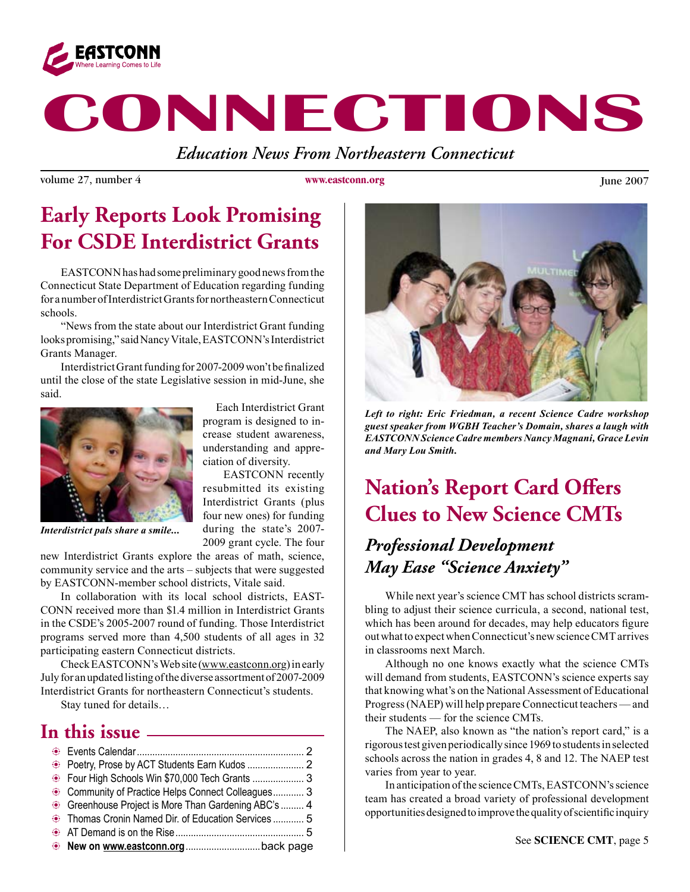EASTCONN
Where Learning Comes to Life

# CONNECTIONS

*Education News From Northeastern Connecticut*

volume 27, number 4 www.eastconn.org June 2007

## Early Reports Look Promising For CSDE Interdistrict Grants

EASTCONN has had some preliminary good news from the Connecticut State Department of Education regarding funding for a number of Interdistrict Grants for northeastern Connecticut schools.

"News from the state about our Interdistrict Grant funding looks promising," said Nancy Vitale, EASTCONN's Interdistrict Grants Manager.

Interdistrict Grant funding for 2007-2009 won't be finalized until the close of the state Legislative session in mid-June, she said.

*Interdistrict pals share a smile...*

Each Interdistrict Grant program is designed to increase student awareness, understanding and appreciation of diversity.

EASTCONN recently resubmitted its existing Interdistrict Grants (plus four new ones) for funding during the state's 2007-2009 grant cycle. The four new Interdistrict Grants explore the areas of math, science, community service and the arts – subjects that were suggested by EASTCONN-member school districts, Vitale said.

In collaboration with its local school districts, EASTCONN received more than $1.4 million in Interdistrict Grants in the CSDE's 2005-2007 round of funding. Those Interdistrict programs served more than 4,500 students of all ages in 32 participating eastern Connecticut districts.

Check EASTCONN's Web site (www.eastconn.org) in early July for an updated listing of the diverse assortment of 2007-2009 Interdistrict Grants for northeastern Connecticut's students.

Stay tuned for details…

## In this issue

- Events Calendar ... 2
- Poetry, Prose by ACT Students Earn Kudos ... 2
- Four High Schools Win $70,000 Tech Grants ... 3
- Community of Practice Helps Connect Colleagues ... 3
- Greenhouse Project is More Than Gardening ABC's ... 4
- Thomas Cronin Named Dir. of Education Services ... 5
- AT Demand is on the Rise ... 5
- **New on www.eastconn.org** ... back page

*Left to right: Eric Friedman, a recent Science Cadre workshop guest speaker from WGBH Teacher's Domain, shares a laugh with EASTCONN Science Cadre members Nancy Magnani, Grace Levin and Mary Lou Smith.*

## Nation's Report Card Offers Clues to New Science CMTs

### *Professional Development May Ease "Science Anxiety"*

While next year's science CMT has school districts scrambling to adjust their science curricula, a second, national test, which has been around for decades, may help educators figure out what to expect when Connecticut's new science CMT arrives in classrooms next March.

Although no one knows exactly what the science CMTs will demand from students, EASTCONN's science experts say that knowing what's on the National Assessment of Educational Progress (NAEP) will help prepare Connecticut teachers — and their students — for the science CMTs.

The NAEP, also known as "the nation's report card," is a rigorous test given periodically since 1969 to students in selected schools across the nation in grades 4, 8 and 12. The NAEP test varies from year to year.

In anticipation of the science CMTs, EASTCONN's science team has created a broad variety of professional development opportunities designed to improve the quality of scientific inquiry

See **SCIENCE CMT**, page 5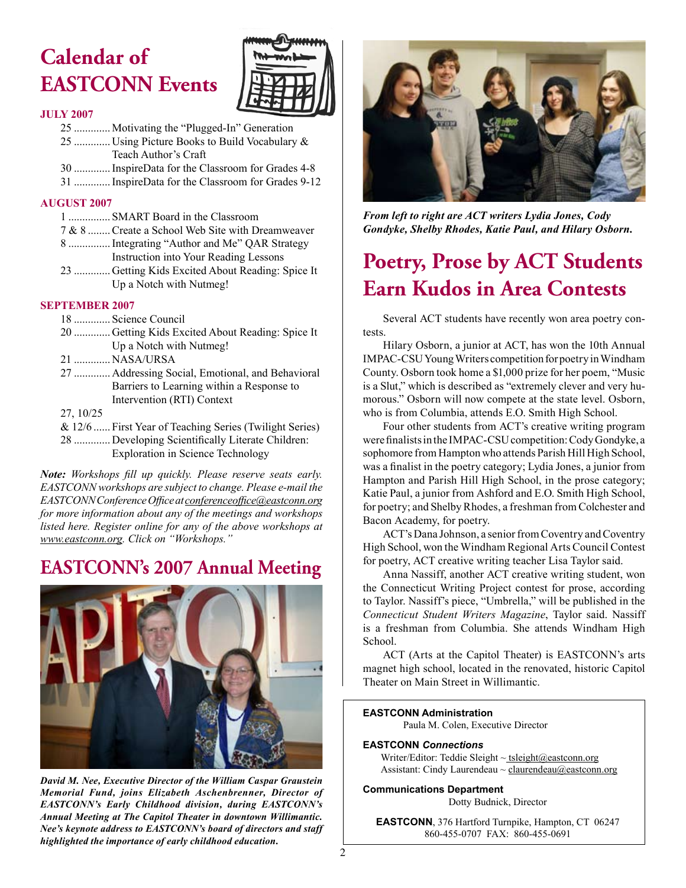# Calendar of EASTCONN Events

**JULY 2007**

- 25 ............. Motivating the "Plugged-In" Generation
- 25 ............. Using Picture Books to Build Vocabulary & Teach Author's Craft
- 30 ............. InspireData for the Classroom for Grades 4-8
- 31 ............. InspireData for the Classroom for Grades 9-12

**AUGUST 2007**

- 1 ............... SMART Board in the Classroom
- 7 & 8 ........ Create a School Web Site with Dreamweaver
- 8 ............... Integrating "Author and Me" QAR Strategy Instruction into Your Reading Lessons
- 23 ............. Getting Kids Excited About Reading: Spice It Up a Notch with Nutmeg!

**SEPTEMBER 2007**

- 18 ............. Science Council
- 20 ............. Getting Kids Excited About Reading: Spice It Up a Notch with Nutmeg!
- 21 ............. NASA/URSA
- 27 ............. Addressing Social, Emotional, and Behavioral Barriers to Learning within a Response to Intervention (RTI) Context
- 27, 10/25 & 12/6 ...... First Year of Teaching Series (Twilight Series)
- 28 ............. Developing Scientifically Literate Children: Exploration in Science Technology

***Note:*** *Workshops fill up quickly. Please reserve seats early. EASTCONN workshops are subject to change. Please e-mail the EASTCONN Conference Office at conferenceoffice@eastconn.org for more information about any of the meetings and workshops listed here. Register online for any of the above workshops at www.eastconn.org. Click on "Workshops."*

## EASTCONN's 2007 Annual Meeting

***David M. Nee, Executive Director of the William Caspar Graustein Memorial Fund, joins Elizabeth Aschenbrenner, Director of EASTCONN's Early Childhood division, during EASTCONN's Annual Meeting at The Capitol Theater in downtown Willimantic. Nee's keynote address to EASTCONN's board of directors and staff highlighted the importance of early childhood education.***

***From left to right are ACT writers Lydia Jones, Cody Gondyke, Shelby Rhodes, Katie Paul, and Hilary Osborn.***

## Poetry, Prose by ACT Students Earn Kudos in Area Contests

Several ACT students have recently won area poetry contests.

Hilary Osborn, a junior at ACT, has won the 10th Annual IMPAC-CSU Young Writers competition for poetry in Windham County. Osborn took home a $1,000 prize for her poem, "Music is a Slut," which is described as "extremely clever and very humorous." Osborn will now compete at the state level. Osborn, who is from Columbia, attends E.O. Smith High School.

Four other students from ACT's creative writing program were finalists in the IMPAC-CSU competition: Cody Gondyke, a sophomore from Hampton who attends Parish Hill High School, was a finalist in the poetry category; Lydia Jones, a junior from Hampton and Parish Hill High School, in the prose category; Katie Paul, a junior from Ashford and E.O. Smith High School, for poetry; and Shelby Rhodes, a freshman from Colchester and Bacon Academy, for poetry.

ACT's Dana Johnson, a senior from Coventry and Coventry High School, won the Windham Regional Arts Council Contest for poetry, ACT creative writing teacher Lisa Taylor said.

Anna Nassiff, another ACT creative writing student, won the Connecticut Writing Project contest for prose, according to Taylor. Nassiff's piece, "Umbrella," will be published in the *Connecticut Student Writers Magazine*, Taylor said. Nassiff is a freshman from Columbia. She attends Windham High School.

ACT (Arts at the Capitol Theater) is EASTCONN's arts magnet high school, located in the renovated, historic Capitol Theater on Main Street in Willimantic.

---

**EASTCONN Administration**
Paula M. Colen, Executive Director

**EASTCONN *Connections***
Writer/Editor: Teddie Sleight ~ tsleight@eastconn.org
Assistant: Cindy Laurendeau ~ claurendeau@eastconn.org

**Communications Department**
Dotty Budnick, Director

**EASTCONN**, 376 Hartford Turnpike, Hampton, CT 06247
860-455-0707 FAX: 860-455-0691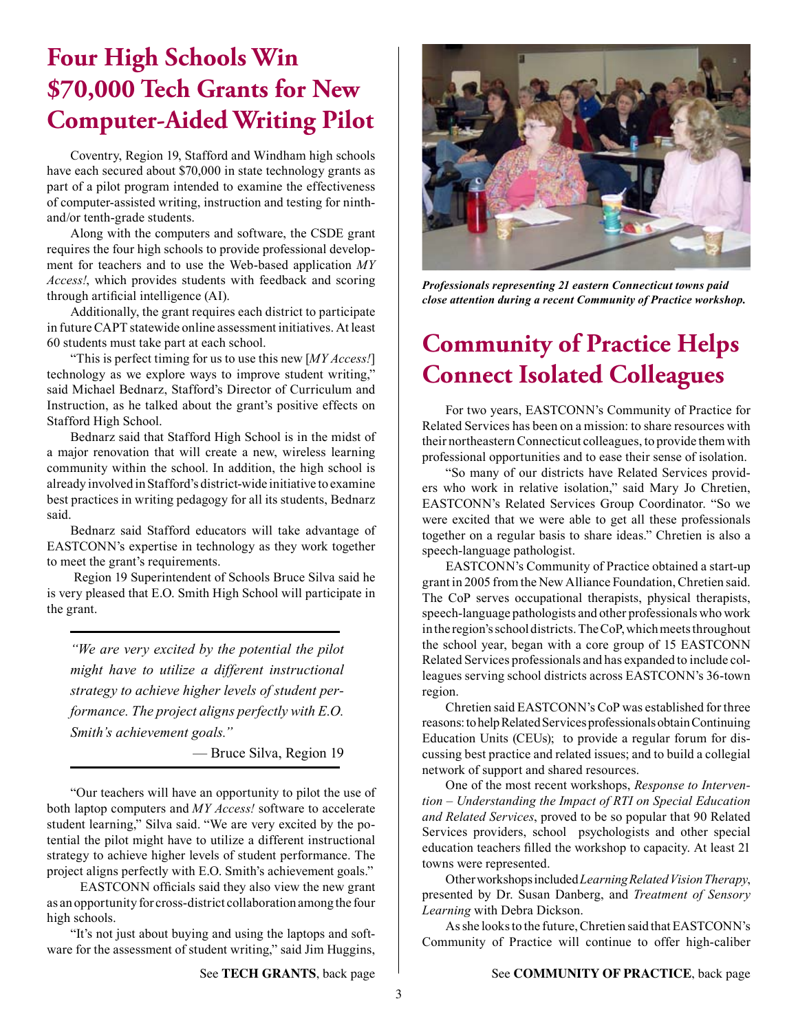# Four High Schools Win $70,000 Tech Grants for New Computer-Aided Writing Pilot

Coventry, Region 19, Stafford and Windham high schools have each secured about $70,000 in state technology grants as part of a pilot program intended to examine the effectiveness of computer-assisted writing, instruction and testing for ninth- and/or tenth-grade students.

Along with the computers and software, the CSDE grant requires the four high schools to provide professional development for teachers and to use the Web-based application *MY Access!*, which provides students with feedback and scoring through artificial intelligence (AI).

Additionally, the grant requires each district to participate in future CAPT statewide online assessment initiatives. At least 60 students must take part at each school.

"This is perfect timing for us to use this new [*MY Access!*] technology as we explore ways to improve student writing," said Michael Bednarz, Stafford's Director of Curriculum and Instruction, as he talked about the grant's positive effects on Stafford High School.

Bednarz said that Stafford High School is in the midst of a major renovation that will create a new, wireless learning community within the school. In addition, the high school is already involved in Stafford's district-wide initiative to examine best practices in writing pedagogy for all its students, Bednarz said.

Bednarz said Stafford educators will take advantage of EASTCONN's expertise in technology as they work together to meet the grant's requirements.

Region 19 Superintendent of Schools Bruce Silva said he is very pleased that E.O. Smith High School will participate in the grant.

> *"We are very excited by the potential the pilot might have to utilize a different instructional strategy to achieve higher levels of student performance. The project aligns perfectly with E.O. Smith's achievement goals."*
>
> — Bruce Silva, Region 19

"Our teachers will have an opportunity to pilot the use of both laptop computers and *MY Access!* software to accelerate student learning," Silva said. "We are very excited by the potential the pilot might have to utilize a different instructional strategy to achieve higher levels of student performance. The project aligns perfectly with E.O. Smith's achievement goals."

EASTCONN officials said they also view the new grant as an opportunity for cross-district collaboration among the four high schools.

"It's not just about buying and using the laptops and software for the assessment of student writing," said Jim Huggins,

See **TECH GRANTS**, back page

*Professionals representing 21 eastern Connecticut towns paid close attention during a recent Community of Practice workshop.*

# Community of Practice Helps Connect Isolated Colleagues

For two years, EASTCONN's Community of Practice for Related Services has been on a mission: to share resources with their northeastern Connecticut colleagues, to provide them with professional opportunities and to ease their sense of isolation.

"So many of our districts have Related Services providers who work in relative isolation," said Mary Jo Chretien, EASTCONN's Related Services Group Coordinator. "So we were excited that we were able to get all these professionals together on a regular basis to share ideas." Chretien is also a speech-language pathologist.

EASTCONN's Community of Practice obtained a start-up grant in 2005 from the New Alliance Foundation, Chretien said. The CoP serves occupational therapists, physical therapists, speech-language pathologists and other professionals who work in the region's school districts. The CoP, which meets throughout the school year, began with a core group of 15 EASTCONN Related Services professionals and has expanded to include colleagues serving school districts across EASTCONN's 36-town region.

Chretien said EASTCONN's CoP was established for three reasons: to help Related Services professionals obtain Continuing Education Units (CEUs); to provide a regular forum for discussing best practice and related issues; and to build a collegial network of support and shared resources.

One of the most recent workshops, *Response to Intervention – Understanding the Impact of RTI on Special Education and Related Services*, proved to be so popular that 90 Related Services providers, school psychologists and other special education teachers filled the workshop to capacity. At least 21 towns were represented.

Other workshops included *Learning Related Vision Therapy*, presented by Dr. Susan Danberg, and *Treatment of Sensory Learning* with Debra Dickson.

As she looks to the future, Chretien said that EASTCONN's Community of Practice will continue to offer high-caliber

See **COMMUNITY OF PRACTICE**, back page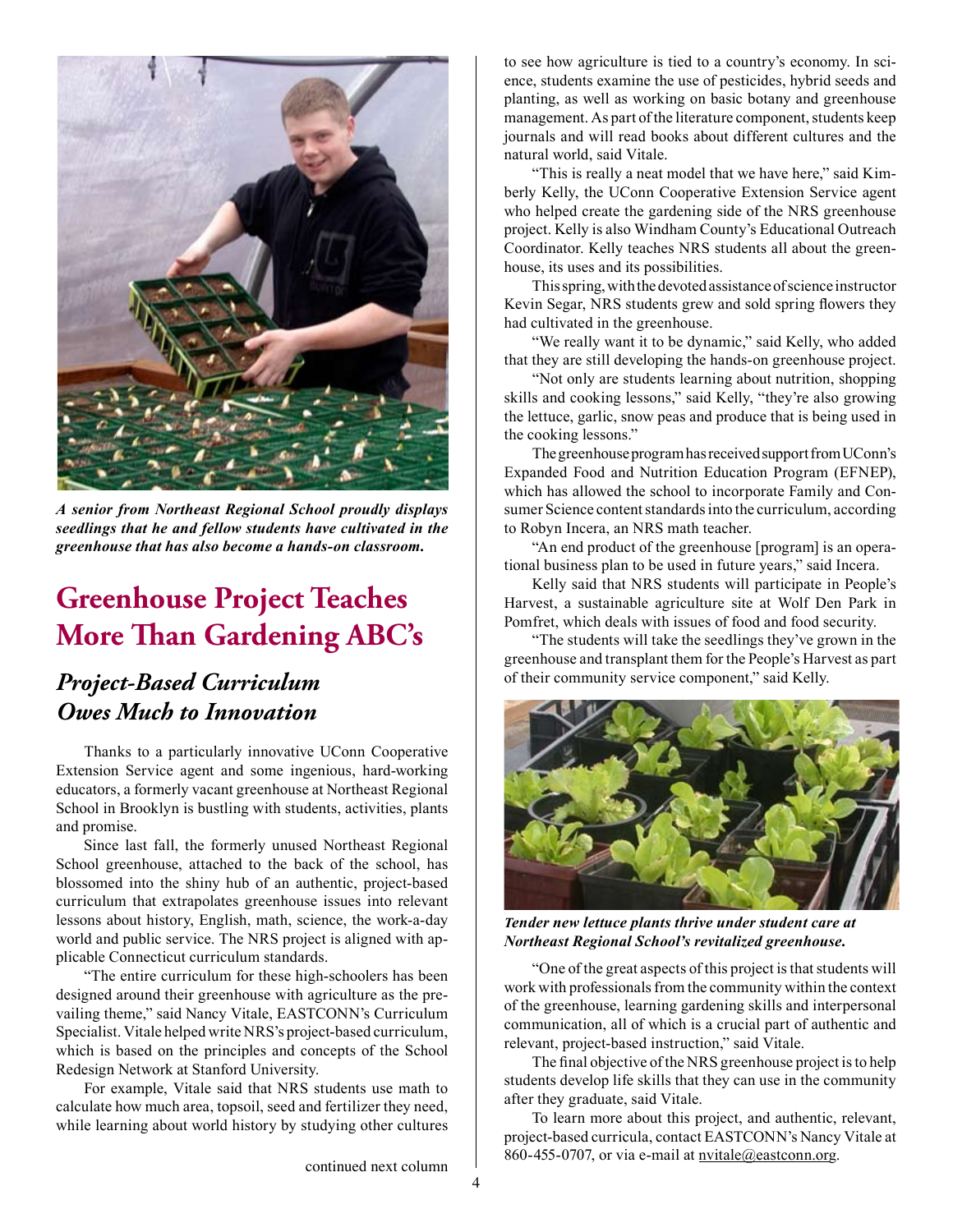*A senior from Northeast Regional School proudly displays seedlings that he and fellow students have cultivated in the greenhouse that has also become a hands-on classroom.*

# Greenhouse Project Teaches More Than Gardening ABC's

## *Project-Based Curriculum Owes Much to Innovation*

Thanks to a particularly innovative UConn Cooperative Extension Service agent and some ingenious, hard-working educators, a formerly vacant greenhouse at Northeast Regional School in Brooklyn is bustling with students, activities, plants and promise.

Since last fall, the formerly unused Northeast Regional School greenhouse, attached to the back of the school, has blossomed into the shiny hub of an authentic, project-based curriculum that extrapolates greenhouse issues into relevant lessons about history, English, math, science, the work-a-day world and public service. The NRS project is aligned with applicable Connecticut curriculum standards.

"The entire curriculum for these high-schoolers has been designed around their greenhouse with agriculture as the prevailing theme," said Nancy Vitale, EASTCONN's Curriculum Specialist. Vitale helped write NRS's project-based curriculum, which is based on the principles and concepts of the School Redesign Network at Stanford University.

For example, Vitale said that NRS students use math to calculate how much area, topsoil, seed and fertilizer they need, while learning about world history by studying other cultures to see how agriculture is tied to a country's economy. In science, students examine the use of pesticides, hybrid seeds and planting, as well as working on basic botany and greenhouse management. As part of the literature component, students keep journals and will read books about different cultures and the natural world, said Vitale.

"This is really a neat model that we have here," said Kimberly Kelly, the UConn Cooperative Extension Service agent who helped create the gardening side of the NRS greenhouse project. Kelly is also Windham County's Educational Outreach Coordinator. Kelly teaches NRS students all about the greenhouse, its uses and its possibilities.

This spring, with the devoted assistance of science instructor Kevin Segar, NRS students grew and sold spring flowers they had cultivated in the greenhouse.

"We really want it to be dynamic," said Kelly, who added that they are still developing the hands-on greenhouse project.

"Not only are students learning about nutrition, shopping skills and cooking lessons," said Kelly, "they're also growing the lettuce, garlic, snow peas and produce that is being used in the cooking lessons."

The greenhouse program has received support from UConn's Expanded Food and Nutrition Education Program (EFNEP), which has allowed the school to incorporate Family and Consumer Science content standards into the curriculum, according to Robyn Incera, an NRS math teacher.

"An end product of the greenhouse [program] is an operational business plan to be used in future years," said Incera.

Kelly said that NRS students will participate in People's Harvest, a sustainable agriculture site at Wolf Den Park in Pomfret, which deals with issues of food and food security.

"The students will take the seedlings they've grown in the greenhouse and transplant them for the People's Harvest as part of their community service component," said Kelly.

*Tender new lettuce plants thrive under student care at Northeast Regional School's revitalized greenhouse.*

"One of the great aspects of this project is that students will work with professionals from the community within the context of the greenhouse, learning gardening skills and interpersonal communication, all of which is a crucial part of authentic and relevant, project-based instruction," said Vitale.

The final objective of the NRS greenhouse project is to help students develop life skills that they can use in the community after they graduate, said Vitale.

To learn more about this project, and authentic, relevant, project-based curricula, contact EASTCONN's Nancy Vitale at 860-455-0707, or via e-mail at nvitale@eastconn.org.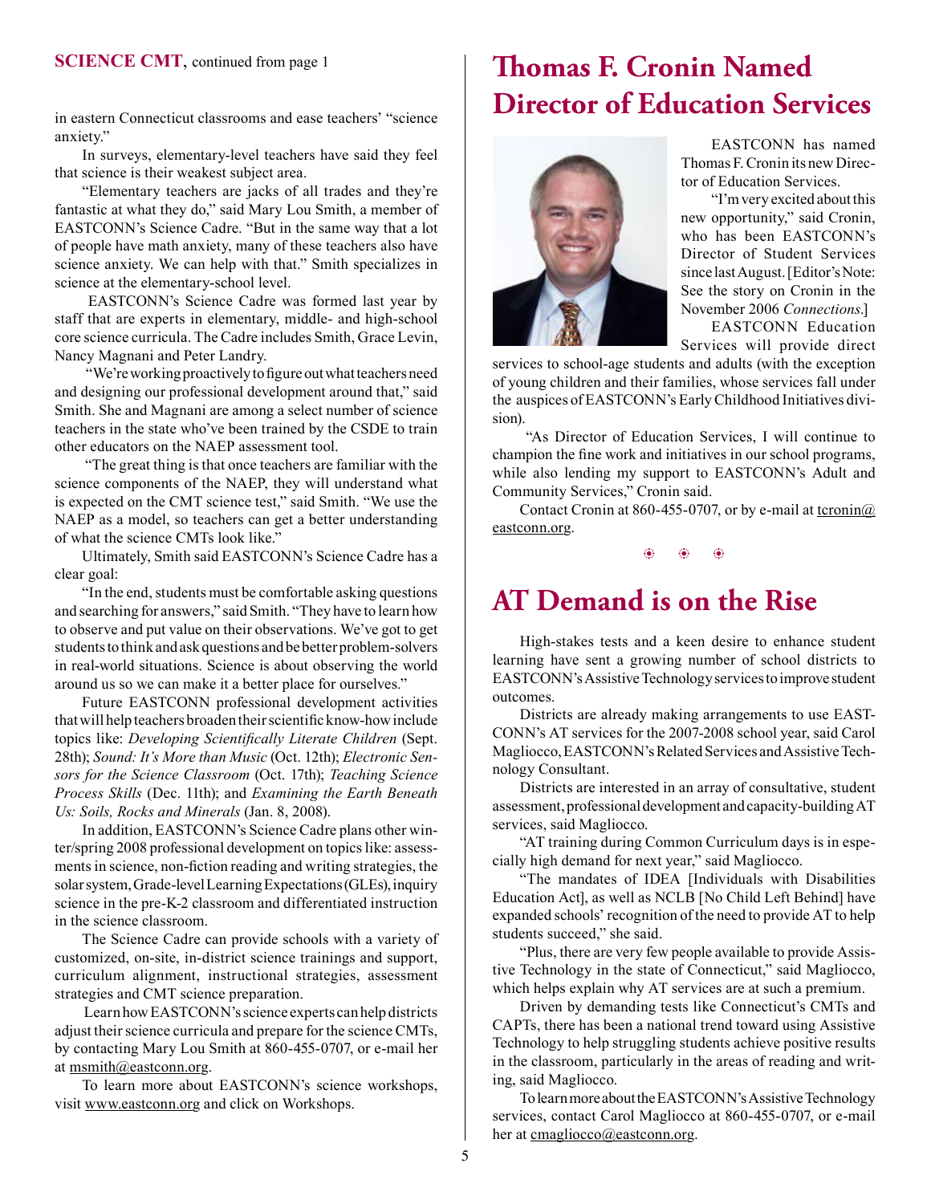**SCIENCE CMT**, continued from page 1

in eastern Connecticut classrooms and ease teachers' "science anxiety."

In surveys, elementary-level teachers have said they feel that science is their weakest subject area.

"Elementary teachers are jacks of all trades and they're fantastic at what they do," said Mary Lou Smith, a member of EASTCONN's Science Cadre. "But in the same way that a lot of people have math anxiety, many of these teachers also have science anxiety. We can help with that." Smith specializes in science at the elementary-school level.

EASTCONN's Science Cadre was formed last year by staff that are experts in elementary, middle- and high-school core science curricula. The Cadre includes Smith, Grace Levin, Nancy Magnani and Peter Landry.

"We're working proactively to figure out what teachers need and designing our professional development around that," said Smith. She and Magnani are among a select number of science teachers in the state who've been trained by the CSDE to train other educators on the NAEP assessment tool.

"The great thing is that once teachers are familiar with the science components of the NAEP, they will understand what is expected on the CMT science test," said Smith. "We use the NAEP as a model, so teachers can get a better understanding of what the science CMTs look like."

Ultimately, Smith said EASTCONN's Science Cadre has a clear goal:

"In the end, students must be comfortable asking questions and searching for answers," said Smith. "They have to learn how to observe and put value on their observations. We've got to get students to think and ask questions and be better problem-solvers in real-world situations. Science is about observing the world around us so we can make it a better place for ourselves."

Future EASTCONN professional development activities that will help teachers broaden their scientific know-how include topics like: *Developing Scientifically Literate Children* (Sept. 28th); *Sound: It's More than Music* (Oct. 12th); *Electronic Sensors for the Science Classroom* (Oct. 17th); *Teaching Science Process Skills* (Dec. 11th); and *Examining the Earth Beneath Us: Soils, Rocks and Minerals* (Jan. 8, 2008).

In addition, EASTCONN's Science Cadre plans other winter/spring 2008 professional development on topics like: assessments in science, non-fiction reading and writing strategies, the solar system, Grade-level Learning Expectations (GLEs), inquiry science in the pre-K-2 classroom and differentiated instruction in the science classroom.

The Science Cadre can provide schools with a variety of customized, on-site, in-district science trainings and support, curriculum alignment, instructional strategies, assessment strategies and CMT science preparation.

Learn how EASTCONN's science experts can help districts adjust their science curricula and prepare for the science CMTs, by contacting Mary Lou Smith at 860-455-0707, or e-mail her at msmith@eastconn.org.

To learn more about EASTCONN's science workshops, visit www.eastconn.org and click on Workshops.

# Thomas F. Cronin Named Director of Education Services

EASTCONN has named Thomas F. Cronin its new Director of Education Services.

"I'm very excited about this new opportunity," said Cronin, who has been EASTCONN's Director of Student Services since last August. [Editor's Note: See the story on Cronin in the November 2006 *Connections*.]

EASTCONN Education Services will provide direct services to school-age students and adults (with the exception of young children and their families, whose services fall under the auspices of EASTCONN's Early Childhood Initiatives division).

"As Director of Education Services, I will continue to champion the fine work and initiatives in our school programs, while also lending my support to EASTCONN's Adult and Community Services," Cronin said.

Contact Cronin at 860-455-0707, or by e-mail at tcronin@eastconn.org.

# AT Demand is on the Rise

High-stakes tests and a keen desire to enhance student learning have sent a growing number of school districts to EASTCONN's Assistive Technology services to improve student outcomes.

Districts are already making arrangements to use EASTCONN's AT services for the 2007-2008 school year, said Carol Magliocco, EASTCONN's Related Services and Assistive Technology Consultant.

Districts are interested in an array of consultative, student assessment, professional development and capacity-building AT services, said Magliocco.

"AT training during Common Curriculum days is in especially high demand for next year," said Magliocco.

"The mandates of IDEA [Individuals with Disabilities Education Act], as well as NCLB [No Child Left Behind] have expanded schools' recognition of the need to provide AT to help students succeed," she said.

"Plus, there are very few people available to provide Assistive Technology in the state of Connecticut," said Magliocco, which helps explain why AT services are at such a premium.

Driven by demanding tests like Connecticut's CMTs and CAPTs, there has been a national trend toward using Assistive Technology to help struggling students achieve positive results in the classroom, particularly in the areas of reading and writing, said Magliocco.

To learn more about the EASTCONN's Assistive Technology services, contact Carol Magliocco at 860-455-0707, or e-mail her at cmagliocco@eastconn.org.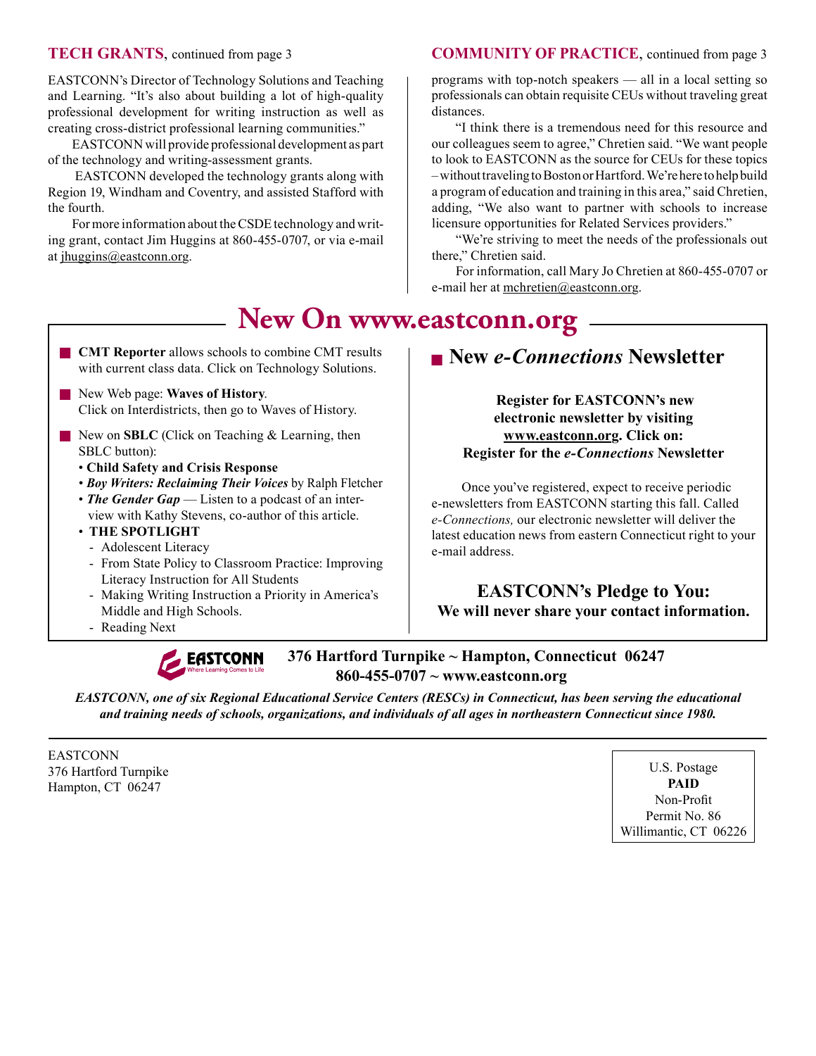**TECH GRANTS**, continued from page 3

EASTCONN's Director of Technology Solutions and Teaching and Learning. "It's also about building a lot of high-quality professional development for writing instruction as well as creating cross-district professional learning communities."

EASTCONN will provide professional development as part of the technology and writing-assessment grants.

EASTCONN developed the technology grants along with Region 19, Windham and Coventry, and assisted Stafford with the fourth.

For more information about the CSDE technology and writing grant, contact Jim Huggins at 860-455-0707, or via e-mail at jhuggins@eastconn.org.

**COMMUNITY OF PRACTICE**, continued from page 3

programs with top-notch speakers — all in a local setting so professionals can obtain requisite CEUs without traveling great distances.

"I think there is a tremendous need for this resource and our colleagues seem to agree," Chretien said. "We want people to look to EASTCONN as the source for CEUs for these topics – without traveling to Boston or Hartford. We're here to help build a program of education and training in this area," said Chretien, adding, "We also want to partner with schools to increase licensure opportunities for Related Services providers."

"We're striving to meet the needs of the professionals out there," Chretien said.

For information, call Mary Jo Chretien at 860-455-0707 or e-mail her at mchretien@eastconn.org.

# New On www.eastconn.org

- **CMT Reporter** allows schools to combine CMT results with current class data. Click on Technology Solutions.
- New Web page: **Waves of History**. Click on Interdistricts, then go to Waves of History.
- New on **SBLC** (Click on Teaching & Learning, then SBLC button):
  - **Child Safety and Crisis Response**
  - ***Boy Writers: Reclaiming Their Voices*** by Ralph Fletcher
  - ***The Gender Gap*** — Listen to a podcast of an interview with Kathy Stevens, co-author of this article.
  - **THE SPOTLIGHT**
    - Adolescent Literacy
    - From State Policy to Classroom Practice: Improving Literacy Instruction for All Students
    - Making Writing Instruction a Priority in America's Middle and High Schools.
    - Reading Next

## New *e-Connections* Newsletter

**Register for EASTCONN's new electronic newsletter by visiting www.eastconn.org. Click on: Register for the *e-Connections* Newsletter**

Once you've registered, expect to receive periodic e-newsletters from EASTCONN starting this fall. Called *e-Connections,* our electronic newsletter will deliver the latest education news from eastern Connecticut right to your e-mail address.

**EASTCONN's Pledge to You:**
**We will never share your contact information.**

EASTCONN — Where Learning Comes to Life

**376 Hartford Turnpike ~ Hampton, Connecticut 06247**
**860-455-0707 ~ www.eastconn.org**

***EASTCONN, one of six Regional Educational Service Centers (RESCs) in Connecticut, has been serving the educational and training needs of schools, organizations, and individuals of all ages in northeastern Connecticut since 1980.***

EASTCONN
376 Hartford Turnpike
Hampton, CT 06247

U.S. Postage
**PAID**
Non-Profit
Permit No. 86
Willimantic, CT 06226